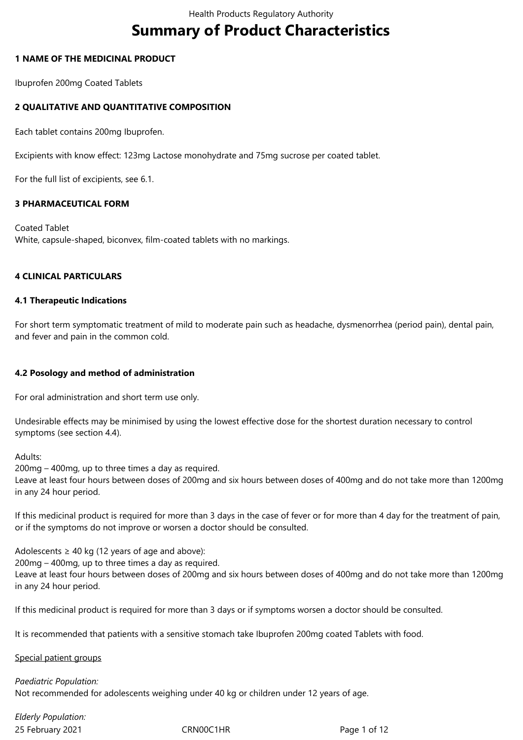# Summary of Product Characteristics

## 1 NAME OF THE MEDICINAL PRODUCT

Ibuprofen 200mg Coated Tablets

## 2 QUALITATIVE AND QUANTITATIVE COMPOSITION

Each tablet contains 200mg Ibuprofen.

Excipients with know effect: 123mg Lactose monohydrate and 75mg sucrose per coated tablet.

For the full list of excipients, see 6.1.

## 3 PHARMACEUTICAL FORM

Coated Tablet
White, capsule-shaped, biconvex, film-coated tablets with no markings.

## 4 CLINICAL PARTICULARS

### 4.1 Therapeutic Indications

For short term symptomatic treatment of mild to moderate pain such as headache, dysmenorrhea (period pain), dental pain, and fever and pain in the common cold.

### 4.2 Posology and method of administration

For oral administration and short term use only.

Undesirable effects may be minimised by using the lowest effective dose for the shortest duration necessary to control symptoms (see section 4.4).

Adults:
200mg – 400mg, up to three times a day as required.
Leave at least four hours between doses of 200mg and six hours between doses of 400mg and do not take more than 1200mg in any 24 hour period.

If this medicinal product is required for more than 3 days in the case of fever or for more than 4 day for the treatment of pain, or if the symptoms do not improve or worsen a doctor should be consulted.

Adolescents ≥ 40 kg (12 years of age and above):
200mg – 400mg, up to three times a day as required.
Leave at least four hours between doses of 200mg and six hours between doses of 400mg and do not take more than 1200mg in any 24 hour period.

If this medicinal product is required for more than 3 days or if symptoms worsen a doctor should be consulted.

It is recommended that patients with a sensitive stomach take Ibuprofen 200mg coated Tablets with food.

<u>Special patient groups</u>

*Paediatric Population:*
Not recommended for adolescents weighing under 40 kg or children under 12 years of age.

*Elderly Population:*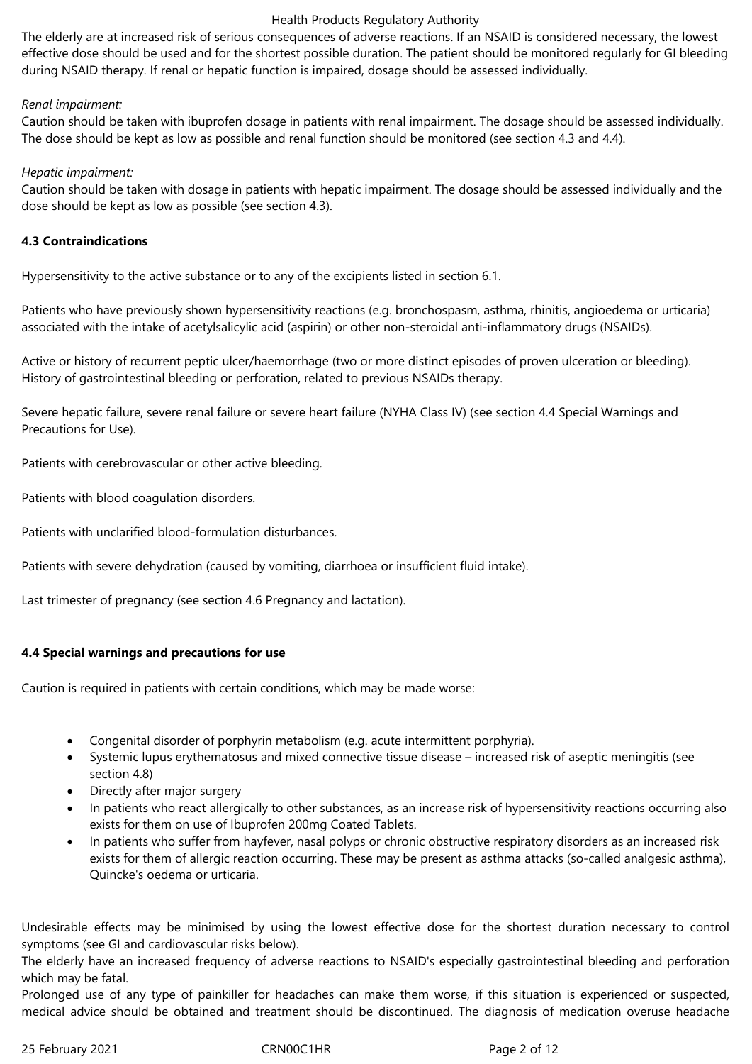The elderly are at increased risk of serious consequences of adverse reactions. If an NSAID is considered necessary, the lowest effective dose should be used and for the shortest possible duration. The patient should be monitored regularly for GI bleeding during NSAID therapy. If renal or hepatic function is impaired, dosage should be assessed individually.

*Renal impairment:*
Caution should be taken with ibuprofen dosage in patients with renal impairment. The dosage should be assessed individually. The dose should be kept as low as possible and renal function should be monitored (see section 4.3 and 4.4).

*Hepatic impairment:*
Caution should be taken with dosage in patients with hepatic impairment. The dosage should be assessed individually and the dose should be kept as low as possible (see section 4.3).

**4.3 Contraindications**

Hypersensitivity to the active substance or to any of the excipients listed in section 6.1.

Patients who have previously shown hypersensitivity reactions (e.g. bronchospasm, asthma, rhinitis, angioedema or urticaria) associated with the intake of acetylsalicylic acid (aspirin) or other non-steroidal anti-inflammatory drugs (NSAIDs).

Active or history of recurrent peptic ulcer/haemorrhage (two or more distinct episodes of proven ulceration or bleeding). History of gastrointestinal bleeding or perforation, related to previous NSAIDs therapy.

Severe hepatic failure, severe renal failure or severe heart failure (NYHA Class IV) (see section 4.4 Special Warnings and Precautions for Use).

Patients with cerebrovascular or other active bleeding.

Patients with blood coagulation disorders.

Patients with unclarified blood-formulation disturbances.

Patients with severe dehydration (caused by vomiting, diarrhoea or insufficient fluid intake).

Last trimester of pregnancy (see section 4.6 Pregnancy and lactation).

**4.4 Special warnings and precautions for use**

Caution is required in patients with certain conditions, which may be made worse:

- Congenital disorder of porphyrin metabolism (e.g. acute intermittent porphyria).
- Systemic lupus erythematosus and mixed connective tissue disease – increased risk of aseptic meningitis (see section 4.8)
- Directly after major surgery
- In patients who react allergically to other substances, as an increase risk of hypersensitivity reactions occurring also exists for them on use of Ibuprofen 200mg Coated Tablets.
- In patients who suffer from hayfever, nasal polyps or chronic obstructive respiratory disorders as an increased risk exists for them of allergic reaction occurring. These may be present as asthma attacks (so-called analgesic asthma), Quincke's oedema or urticaria.

Undesirable effects may be minimised by using the lowest effective dose for the shortest duration necessary to control symptoms (see GI and cardiovascular risks below).
The elderly have an increased frequency of adverse reactions to NSAID's especially gastrointestinal bleeding and perforation which may be fatal.
Prolonged use of any type of painkiller for headaches can make them worse, if this situation is experienced or suspected, medical advice should be obtained and treatment should be discontinued. The diagnosis of medication overuse headache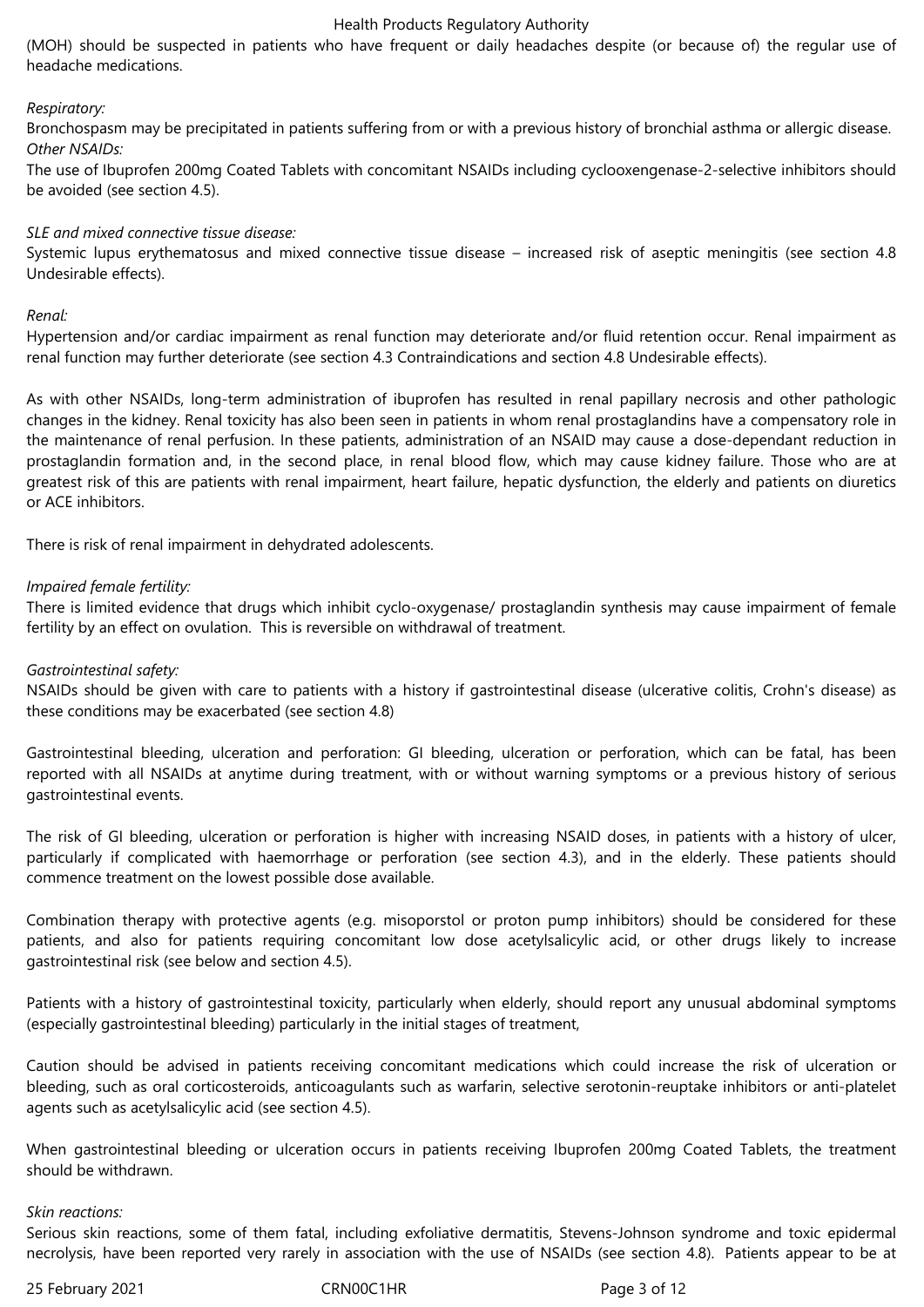(MOH) should be suspected in patients who have frequent or daily headaches despite (or because of) the regular use of headache medications.

*Respiratory:*
Bronchospasm may be precipitated in patients suffering from or with a previous history of bronchial asthma or allergic disease.
*Other NSAIDs:*
The use of Ibuprofen 200mg Coated Tablets with concomitant NSAIDs including cyclooxengenase-2-selective inhibitors should be avoided (see section 4.5).

*SLE and mixed connective tissue disease:*
Systemic lupus erythematosus and mixed connective tissue disease – increased risk of aseptic meningitis (see section 4.8 Undesirable effects).

*Renal:*
Hypertension and/or cardiac impairment as renal function may deteriorate and/or fluid retention occur. Renal impairment as renal function may further deteriorate (see section 4.3 Contraindications and section 4.8 Undesirable effects).

As with other NSAIDs, long-term administration of ibuprofen has resulted in renal papillary necrosis and other pathologic changes in the kidney. Renal toxicity has also been seen in patients in whom renal prostaglandins have a compensatory role in the maintenance of renal perfusion. In these patients, administration of an NSAID may cause a dose-dependant reduction in prostaglandin formation and, in the second place, in renal blood flow, which may cause kidney failure. Those who are at greatest risk of this are patients with renal impairment, heart failure, hepatic dysfunction, the elderly and patients on diuretics or ACE inhibitors.

There is risk of renal impairment in dehydrated adolescents.

*Impaired female fertility:*
There is limited evidence that drugs which inhibit cyclo-oxygenase/ prostaglandin synthesis may cause impairment of female fertility by an effect on ovulation. This is reversible on withdrawal of treatment.

*Gastrointestinal safety:*
NSAIDs should be given with care to patients with a history if gastrointestinal disease (ulcerative colitis, Crohn's disease) as these conditions may be exacerbated (see section 4.8)

Gastrointestinal bleeding, ulceration and perforation: GI bleeding, ulceration or perforation, which can be fatal, has been reported with all NSAIDs at anytime during treatment, with or without warning symptoms or a previous history of serious gastrointestinal events.

The risk of GI bleeding, ulceration or perforation is higher with increasing NSAID doses, in patients with a history of ulcer, particularly if complicated with haemorrhage or perforation (see section 4.3), and in the elderly. These patients should commence treatment on the lowest possible dose available.

Combination therapy with protective agents (e.g. misoporstol or proton pump inhibitors) should be considered for these patients, and also for patients requiring concomitant low dose acetylsalicylic acid, or other drugs likely to increase gastrointestinal risk (see below and section 4.5).

Patients with a history of gastrointestinal toxicity, particularly when elderly, should report any unusual abdominal symptoms (especially gastrointestinal bleeding) particularly in the initial stages of treatment,

Caution should be advised in patients receiving concomitant medications which could increase the risk of ulceration or bleeding, such as oral corticosteroids, anticoagulants such as warfarin, selective serotonin-reuptake inhibitors or anti-platelet agents such as acetylsalicylic acid (see section 4.5).

When gastrointestinal bleeding or ulceration occurs in patients receiving Ibuprofen 200mg Coated Tablets, the treatment should be withdrawn.

*Skin reactions:*
Serious skin reactions, some of them fatal, including exfoliative dermatitis, Stevens-Johnson syndrome and toxic epidermal necrolysis, have been reported very rarely in association with the use of NSAIDs (see section 4.8). Patients appear to be at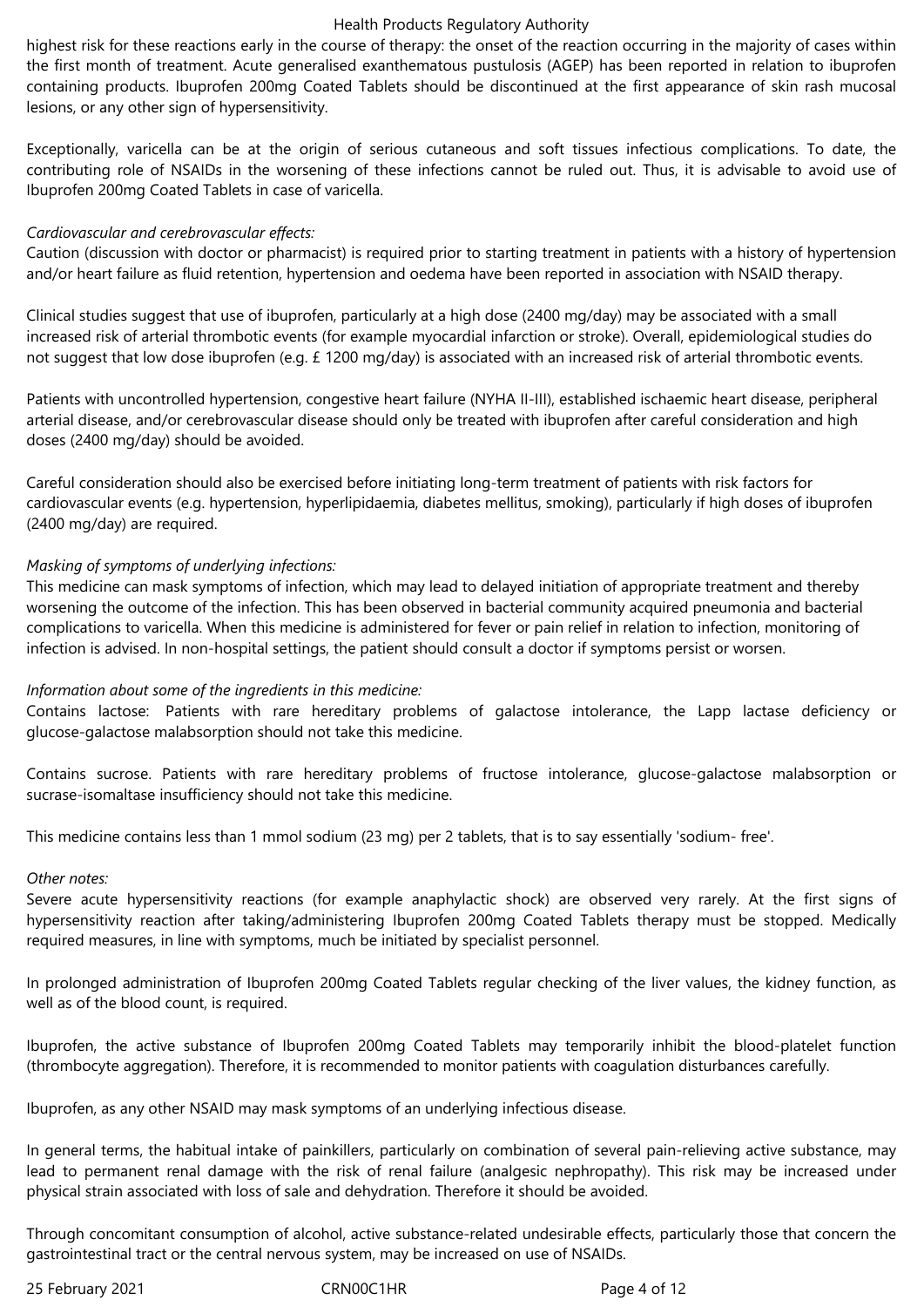highest risk for these reactions early in the course of therapy: the onset of the reaction occurring in the majority of cases within the first month of treatment. Acute generalised exanthematous pustulosis (AGEP) has been reported in relation to ibuprofen containing products. Ibuprofen 200mg Coated Tablets should be discontinued at the first appearance of skin rash mucosal lesions, or any other sign of hypersensitivity.

Exceptionally, varicella can be at the origin of serious cutaneous and soft tissues infectious complications. To date, the contributing role of NSAIDs in the worsening of these infections cannot be ruled out. Thus, it is advisable to avoid use of Ibuprofen 200mg Coated Tablets in case of varicella.

*Cardiovascular and cerebrovascular effects:*
Caution (discussion with doctor or pharmacist) is required prior to starting treatment in patients with a history of hypertension and/or heart failure as fluid retention, hypertension and oedema have been reported in association with NSAID therapy.

Clinical studies suggest that use of ibuprofen, particularly at a high dose (2400 mg/day) may be associated with a small increased risk of arterial thrombotic events (for example myocardial infarction or stroke). Overall, epidemiological studies do not suggest that low dose ibuprofen (e.g. £ 1200 mg/day) is associated with an increased risk of arterial thrombotic events.

Patients with uncontrolled hypertension, congestive heart failure (NYHA II-III), established ischaemic heart disease, peripheral arterial disease, and/or cerebrovascular disease should only be treated with ibuprofen after careful consideration and high doses (2400 mg/day) should be avoided.

Careful consideration should also be exercised before initiating long-term treatment of patients with risk factors for cardiovascular events (e.g. hypertension, hyperlipidaemia, diabetes mellitus, smoking), particularly if high doses of ibuprofen (2400 mg/day) are required.

*Masking of symptoms of underlying infections:*
This medicine can mask symptoms of infection, which may lead to delayed initiation of appropriate treatment and thereby worsening the outcome of the infection. This has been observed in bacterial community acquired pneumonia and bacterial complications to varicella. When this medicine is administered for fever or pain relief in relation to infection, monitoring of infection is advised. In non-hospital settings, the patient should consult a doctor if symptoms persist or worsen.

*Information about some of the ingredients in this medicine:*
Contains lactose: Patients with rare hereditary problems of galactose intolerance, the Lapp lactase deficiency or glucose-galactose malabsorption should not take this medicine.

Contains sucrose. Patients with rare hereditary problems of fructose intolerance, glucose-galactose malabsorption or sucrase-isomaltase insufficiency should not take this medicine.

This medicine contains less than 1 mmol sodium (23 mg) per 2 tablets, that is to say essentially 'sodium- free'.

*Other notes:*
Severe acute hypersensitivity reactions (for example anaphylactic shock) are observed very rarely. At the first signs of hypersensitivity reaction after taking/administering Ibuprofen 200mg Coated Tablets therapy must be stopped. Medically required measures, in line with symptoms, much be initiated by specialist personnel.

In prolonged administration of Ibuprofen 200mg Coated Tablets regular checking of the liver values, the kidney function, as well as of the blood count, is required.

Ibuprofen, the active substance of Ibuprofen 200mg Coated Tablets may temporarily inhibit the blood-platelet function (thrombocyte aggregation). Therefore, it is recommended to monitor patients with coagulation disturbances carefully.

Ibuprofen, as any other NSAID may mask symptoms of an underlying infectious disease.

In general terms, the habitual intake of painkillers, particularly on combination of several pain-relieving active substance, may lead to permanent renal damage with the risk of renal failure (analgesic nephropathy). This risk may be increased under physical strain associated with loss of sale and dehydration. Therefore it should be avoided.

Through concomitant consumption of alcohol, active substance-related undesirable effects, particularly those that concern the gastrointestinal tract or the central nervous system, may be increased on use of NSAIDs.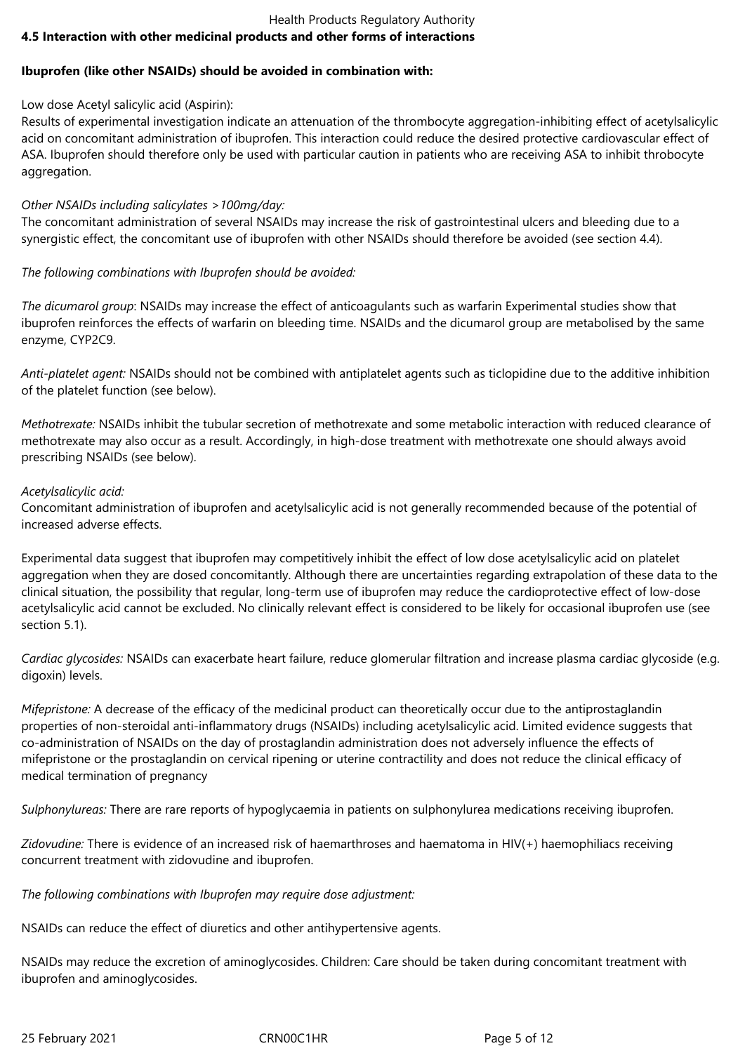## 4.5 Interaction with other medicinal products and other forms of interactions

**Ibuprofen (like other NSAIDs) should be avoided in combination with:**

Low dose Acetyl salicylic acid (Aspirin):
Results of experimental investigation indicate an attenuation of the thrombocyte aggregation-inhibiting effect of acetylsalicylic acid on concomitant administration of ibuprofen. This interaction could reduce the desired protective cardiovascular effect of ASA. Ibuprofen should therefore only be used with particular caution in patients who are receiving ASA to inhibit throbocyte aggregation.

*Other NSAIDs including salicylates >100mg/day:*
The concomitant administration of several NSAIDs may increase the risk of gastrointestinal ulcers and bleeding due to a synergistic effect, the concomitant use of ibuprofen with other NSAIDs should therefore be avoided (see section 4.4).

*The following combinations with Ibuprofen should be avoided:*

*The dicumarol group*: NSAIDs may increase the effect of anticoagulants such as warfarin Experimental studies show that ibuprofen reinforces the effects of warfarin on bleeding time. NSAIDs and the dicumarol group are metabolised by the same enzyme, CYP2C9.

*Anti-platelet agent:* NSAIDs should not be combined with antiplatelet agents such as ticlopidine due to the additive inhibition of the platelet function (see below).

*Methotrexate:* NSAIDs inhibit the tubular secretion of methotrexate and some metabolic interaction with reduced clearance of methotrexate may also occur as a result. Accordingly, in high-dose treatment with methotrexate one should always avoid prescribing NSAIDs (see below).

*Acetylsalicylic acid:*
Concomitant administration of ibuprofen and acetylsalicylic acid is not generally recommended because of the potential of increased adverse effects.

Experimental data suggest that ibuprofen may competitively inhibit the effect of low dose acetylsalicylic acid on platelet aggregation when they are dosed concomitantly. Although there are uncertainties regarding extrapolation of these data to the clinical situation, the possibility that regular, long-term use of ibuprofen may reduce the cardioprotective effect of low-dose acetylsalicylic acid cannot be excluded. No clinically relevant effect is considered to be likely for occasional ibuprofen use (see section 5.1).

*Cardiac glycosides:* NSAIDs can exacerbate heart failure, reduce glomerular filtration and increase plasma cardiac glycoside (e.g. digoxin) levels.

*Mifepristone:* A decrease of the efficacy of the medicinal product can theoretically occur due to the antiprostaglandin properties of non-steroidal anti-inflammatory drugs (NSAIDs) including acetylsalicylic acid. Limited evidence suggests that co-administration of NSAIDs on the day of prostaglandin administration does not adversely influence the effects of mifepristone or the prostaglandin on cervical ripening or uterine contractility and does not reduce the clinical efficacy of medical termination of pregnancy

*Sulphonylureas:* There are rare reports of hypoglycaemia in patients on sulphonylurea medications receiving ibuprofen.

*Zidovudine:* There is evidence of an increased risk of haemarthroses and haematoma in HIV(+) haemophiliacs receiving concurrent treatment with zidovudine and ibuprofen.

*The following combinations with Ibuprofen may require dose adjustment:*

NSAIDs can reduce the effect of diuretics and other antihypertensive agents.

NSAIDs may reduce the excretion of aminoglycosides. Children: Care should be taken during concomitant treatment with ibuprofen and aminoglycosides.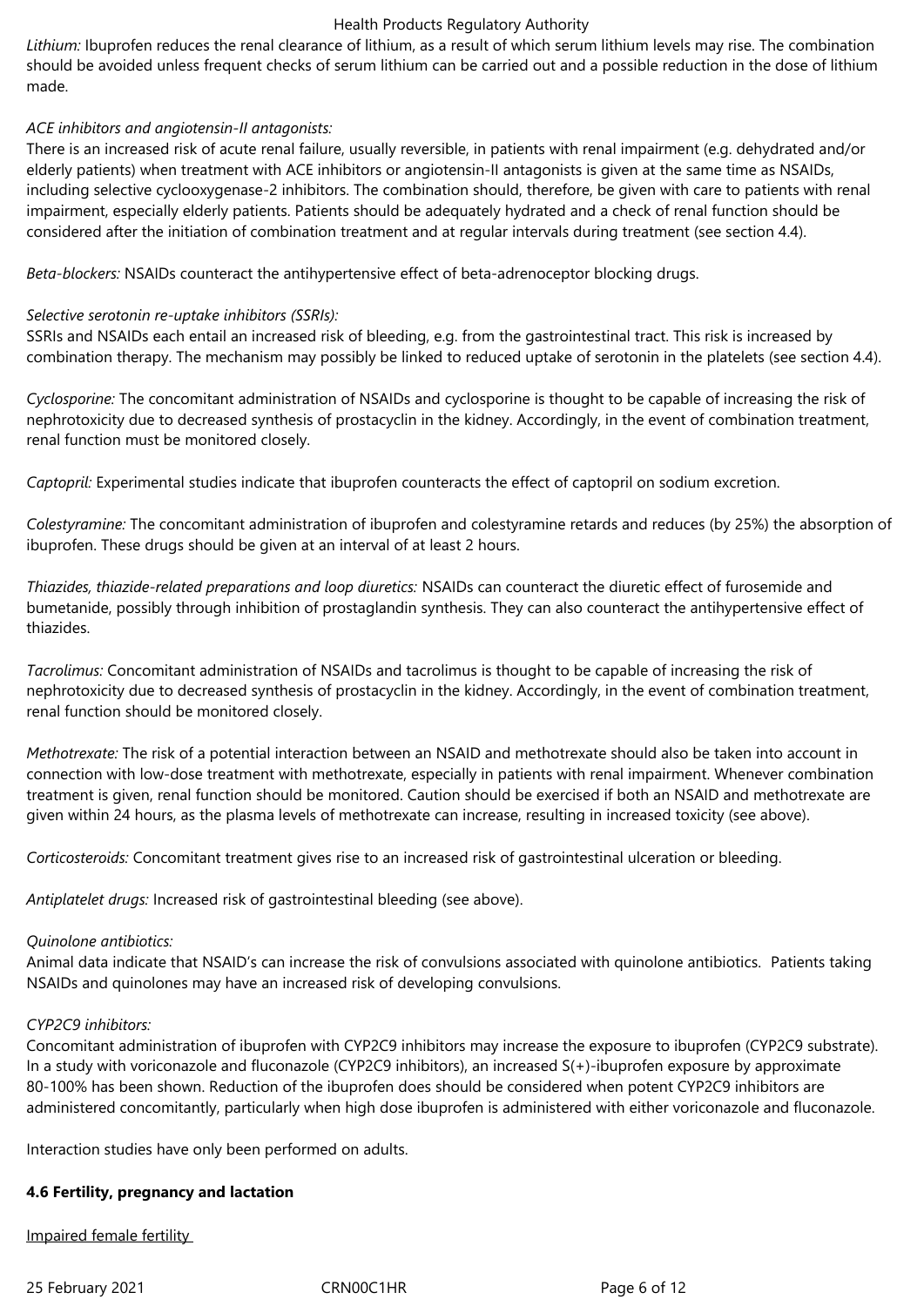*Lithium:* Ibuprofen reduces the renal clearance of lithium, as a result of which serum lithium levels may rise. The combination should be avoided unless frequent checks of serum lithium can be carried out and a possible reduction in the dose of lithium made.

*ACE inhibitors and angiotensin-II antagonists:*
There is an increased risk of acute renal failure, usually reversible, in patients with renal impairment (e.g. dehydrated and/or elderly patients) when treatment with ACE inhibitors or angiotensin-II antagonists is given at the same time as NSAIDs, including selective cyclooxygenase-2 inhibitors. The combination should, therefore, be given with care to patients with renal impairment, especially elderly patients. Patients should be adequately hydrated and a check of renal function should be considered after the initiation of combination treatment and at regular intervals during treatment (see section 4.4).

*Beta-blockers:* NSAIDs counteract the antihypertensive effect of beta-adrenoceptor blocking drugs.

*Selective serotonin re-uptake inhibitors (SSRIs):*
SSRIs and NSAIDs each entail an increased risk of bleeding, e.g. from the gastrointestinal tract. This risk is increased by combination therapy. The mechanism may possibly be linked to reduced uptake of serotonin in the platelets (see section 4.4).

*Cyclosporine:* The concomitant administration of NSAIDs and cyclosporine is thought to be capable of increasing the risk of nephrotoxicity due to decreased synthesis of prostacyclin in the kidney. Accordingly, in the event of combination treatment, renal function must be monitored closely.

*Captopril:* Experimental studies indicate that ibuprofen counteracts the effect of captopril on sodium excretion.

*Colestyramine:* The concomitant administration of ibuprofen and colestyramine retards and reduces (by 25%) the absorption of ibuprofen. These drugs should be given at an interval of at least 2 hours.

*Thiazides, thiazide-related preparations and loop diuretics:* NSAIDs can counteract the diuretic effect of furosemide and bumetanide, possibly through inhibition of prostaglandin synthesis. They can also counteract the antihypertensive effect of thiazides.

*Tacrolimus:* Concomitant administration of NSAIDs and tacrolimus is thought to be capable of increasing the risk of nephrotoxicity due to decreased synthesis of prostacyclin in the kidney. Accordingly, in the event of combination treatment, renal function should be monitored closely.

*Methotrexate:* The risk of a potential interaction between an NSAID and methotrexate should also be taken into account in connection with low-dose treatment with methotrexate, especially in patients with renal impairment. Whenever combination treatment is given, renal function should be monitored. Caution should be exercised if both an NSAID and methotrexate are given within 24 hours, as the plasma levels of methotrexate can increase, resulting in increased toxicity (see above).

*Corticosteroids:* Concomitant treatment gives rise to an increased risk of gastrointestinal ulceration or bleeding.

*Antiplatelet drugs:* Increased risk of gastrointestinal bleeding (see above).

*Quinolone antibiotics:*
Animal data indicate that NSAID's can increase the risk of convulsions associated with quinolone antibiotics. Patients taking NSAIDs and quinolones may have an increased risk of developing convulsions.

*CYP2C9 inhibitors:*
Concomitant administration of ibuprofen with CYP2C9 inhibitors may increase the exposure to ibuprofen (CYP2C9 substrate). In a study with voriconazole and fluconazole (CYP2C9 inhibitors), an increased S(+)-ibuprofen exposure by approximate 80-100% has been shown. Reduction of the ibuprofen does should be considered when potent CYP2C9 inhibitors are administered concomitantly, particularly when high dose ibuprofen is administered with either voriconazole and fluconazole.

Interaction studies have only been performed on adults.

**4.6 Fertility, pregnancy and lactation**

Impaired female fertility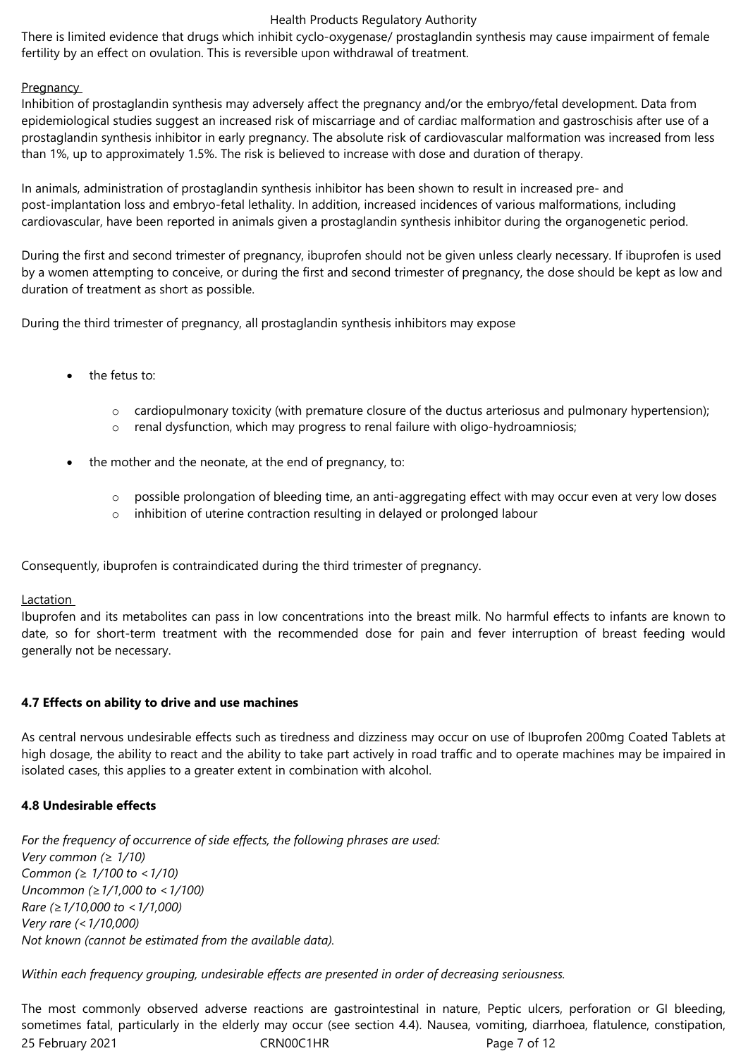There is limited evidence that drugs which inhibit cyclo-oxygenase/ prostaglandin synthesis may cause impairment of female fertility by an effect on ovulation. This is reversible upon withdrawal of treatment.

Pregnancy

Inhibition of prostaglandin synthesis may adversely affect the pregnancy and/or the embryo/fetal development. Data from epidemiological studies suggest an increased risk of miscarriage and of cardiac malformation and gastroschisis after use of a prostaglandin synthesis inhibitor in early pregnancy. The absolute risk of cardiovascular malformation was increased from less than 1%, up to approximately 1.5%. The risk is believed to increase with dose and duration of therapy.

In animals, administration of prostaglandin synthesis inhibitor has been shown to result in increased pre- and post-implantation loss and embryo-fetal lethality. In addition, increased incidences of various malformations, including cardiovascular, have been reported in animals given a prostaglandin synthesis inhibitor during the organogenetic period.

During the first and second trimester of pregnancy, ibuprofen should not be given unless clearly necessary. If ibuprofen is used by a women attempting to conceive, or during the first and second trimester of pregnancy, the dose should be kept as low and duration of treatment as short as possible.

During the third trimester of pregnancy, all prostaglandin synthesis inhibitors may expose

- the fetus to:
  - cardiopulmonary toxicity (with premature closure of the ductus arteriosus and pulmonary hypertension);
  - renal dysfunction, which may progress to renal failure with oligo-hydroamniosis;
- the mother and the neonate, at the end of pregnancy, to:
  - possible prolongation of bleeding time, an anti-aggregating effect with may occur even at very low doses
  - inhibition of uterine contraction resulting in delayed or prolonged labour

Consequently, ibuprofen is contraindicated during the third trimester of pregnancy.

Lactation

Ibuprofen and its metabolites can pass in low concentrations into the breast milk. No harmful effects to infants are known to date, so for short-term treatment with the recommended dose for pain and fever interruption of breast feeding would generally not be necessary.

**4.7 Effects on ability to drive and use machines**

As central nervous undesirable effects such as tiredness and dizziness may occur on use of Ibuprofen 200mg Coated Tablets at high dosage, the ability to react and the ability to take part actively in road traffic and to operate machines may be impaired in isolated cases, this applies to a greater extent in combination with alcohol.

**4.8 Undesirable effects**

*For the frequency of occurrence of side effects, the following phrases are used:*
*Very common (≥ 1/10)*
*Common (≥ 1/100 to <1/10)*
*Uncommon (≥1/1,000 to <1/100)*
*Rare (≥1/10,000 to <1/1,000)*
*Very rare (<1/10,000)*
*Not known (cannot be estimated from the available data).*

*Within each frequency grouping, undesirable effects are presented in order of decreasing seriousness.*

The most commonly observed adverse reactions are gastrointestinal in nature, Peptic ulcers, perforation or GI bleeding, sometimes fatal, particularly in the elderly may occur (see section 4.4). Nausea, vomiting, diarrhoea, flatulence, constipation,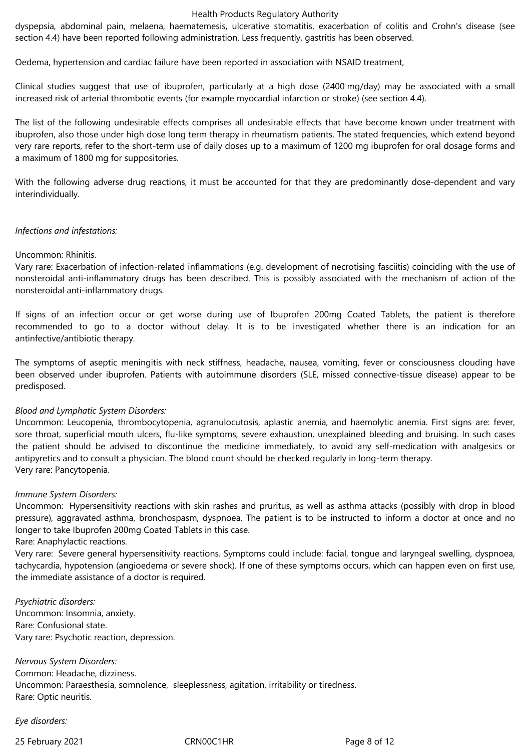dyspepsia, abdominal pain, melaena, haematemesis, ulcerative stomatitis, exacerbation of colitis and Crohn's disease (see section 4.4) have been reported following administration. Less frequently, gastritis has been observed.

Oedema, hypertension and cardiac failure have been reported in association with NSAID treatment,

Clinical studies suggest that use of ibuprofen, particularly at a high dose (2400 mg/day) may be associated with a small increased risk of arterial thrombotic events (for example myocardial infarction or stroke) (see section 4.4).

The list of the following undesirable effects comprises all undesirable effects that have become known under treatment with ibuprofen, also those under high dose long term therapy in rheumatism patients. The stated frequencies, which extend beyond very rare reports, refer to the short-term use of daily doses up to a maximum of 1200 mg ibuprofen for oral dosage forms and a maximum of 1800 mg for suppositories.

With the following adverse drug reactions, it must be accounted for that they are predominantly dose-dependent and vary interindividually.

*Infections and infestations:*

Uncommon: Rhinitis.
Vary rare: Exacerbation of infection-related inflammations (e.g. development of necrotising fasciitis) coinciding with the use of nonsteroidal anti-inflammatory drugs has been described. This is possibly associated with the mechanism of action of the nonsteroidal anti-inflammatory drugs.

If signs of an infection occur or get worse during use of Ibuprofen 200mg Coated Tablets, the patient is therefore recommended to go to a doctor without delay. It is to be investigated whether there is an indication for an antinfective/antibiotic therapy.

The symptoms of aseptic meningitis with neck stiffness, headache, nausea, vomiting, fever or consciousness clouding have been observed under ibuprofen. Patients with autoimmune disorders (SLE, missed connective-tissue disease) appear to be predisposed.

*Blood and Lymphatic System Disorders:*
Uncommon: Leucopenia, thrombocytopenia, agranulocutosis, aplastic anemia, and haemolytic anemia. First signs are: fever, sore throat, superficial mouth ulcers, flu-like symptoms, severe exhaustion, unexplained bleeding and bruising. In such cases the patient should be advised to discontinue the medicine immediately, to avoid any self-medication with analgesics or antipyretics and to consult a physician. The blood count should be checked regularly in long-term therapy.
Very rare: Pancytopenia.

*Immune System Disorders:*
Uncommon: Hypersensitivity reactions with skin rashes and pruritus, as well as asthma attacks (possibly with drop in blood pressure), aggravated asthma, bronchospasm, dyspnoea. The patient is to be instructed to inform a doctor at once and no longer to take Ibuprofen 200mg Coated Tablets in this case.
Rare: Anaphylactic reactions.
Very rare: Severe general hypersensitivity reactions. Symptoms could include: facial, tongue and laryngeal swelling, dyspnoea, tachycardia, hypotension (angioedema or severe shock). If one of these symptoms occurs, which can happen even on first use, the immediate assistance of a doctor is required.

*Psychiatric disorders:*
Uncommon: Insomnia, anxiety.
Rare: Confusional state.
Vary rare: Psychotic reaction, depression.

*Nervous System Disorders:*
Common: Headache, dizziness.
Uncommon: Paraesthesia, somnolence, sleeplessness, agitation, irritability or tiredness.
Rare: Optic neuritis.

*Eye disorders:*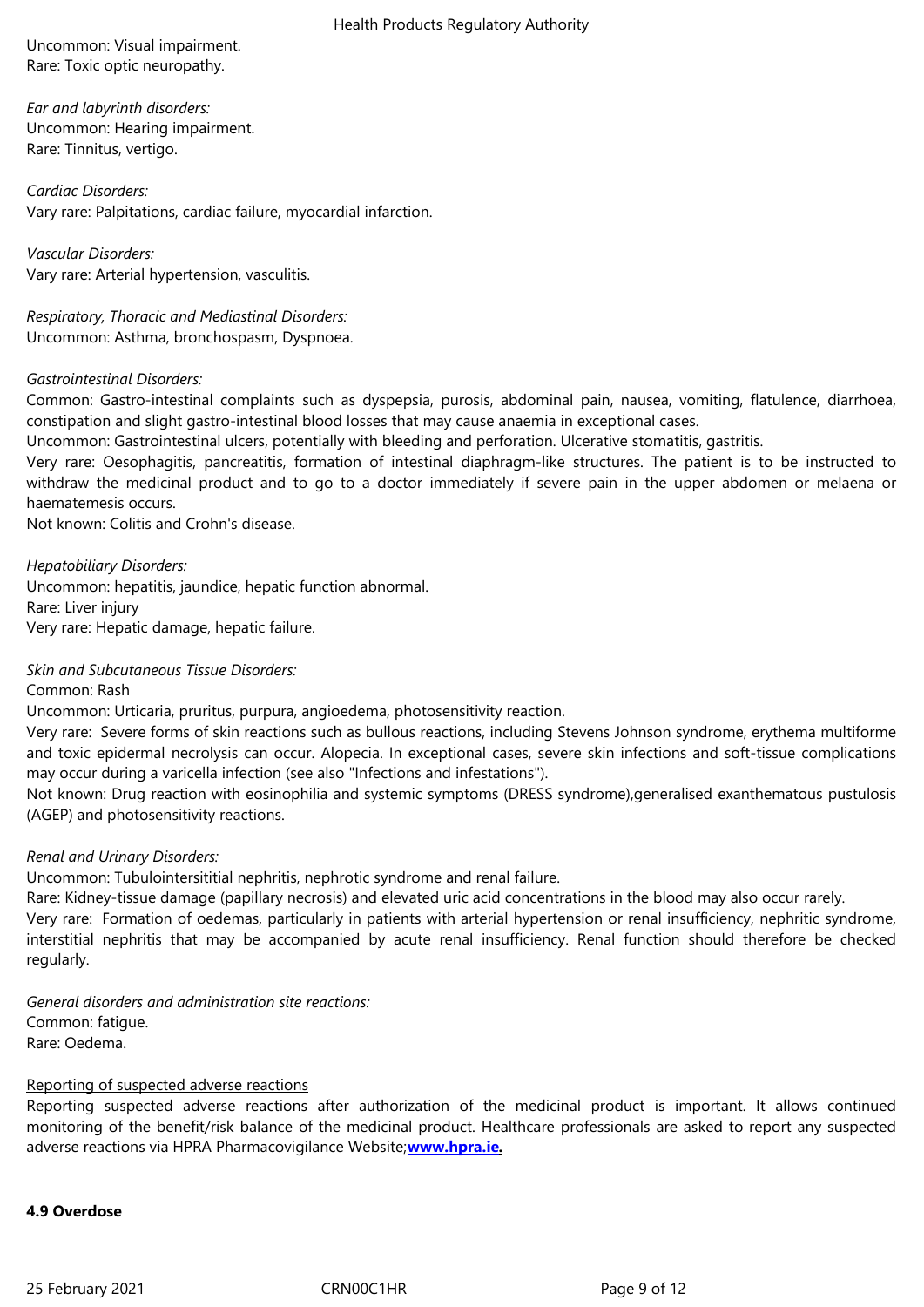Uncommon: Visual impairment.
Rare: Toxic optic neuropathy.

*Ear and labyrinth disorders:*
Uncommon: Hearing impairment.
Rare: Tinnitus, vertigo.

*Cardiac Disorders:*
Vary rare: Palpitations, cardiac failure, myocardial infarction.

*Vascular Disorders:*
Vary rare: Arterial hypertension, vasculitis.

*Respiratory, Thoracic and Mediastinal Disorders:*
Uncommon: Asthma, bronchospasm, Dyspnoea.

*Gastrointestinal Disorders:*
Common: Gastro-intestinal complaints such as dyspepsia, purosis, abdominal pain, nausea, vomiting, flatulence, diarrhoea, constipation and slight gastro-intestinal blood losses that may cause anaemia in exceptional cases.
Uncommon: Gastrointestinal ulcers, potentially with bleeding and perforation. Ulcerative stomatitis, gastritis.
Very rare: Oesophagitis, pancreatitis, formation of intestinal diaphragm-like structures. The patient is to be instructed to withdraw the medicinal product and to go to a doctor immediately if severe pain in the upper abdomen or melaena or haematemesis occurs.
Not known: Colitis and Crohn's disease.

*Hepatobiliary Disorders:*
Uncommon: hepatitis, jaundice, hepatic function abnormal.
Rare: Liver injury
Very rare: Hepatic damage, hepatic failure.

*Skin and Subcutaneous Tissue Disorders:*
Common: Rash
Uncommon: Urticaria, pruritus, purpura, angioedema, photosensitivity reaction.
Very rare: Severe forms of skin reactions such as bullous reactions, including Stevens Johnson syndrome, erythema multiforme and toxic epidermal necrolysis can occur. Alopecia. In exceptional cases, severe skin infections and soft-tissue complications may occur during a varicella infection (see also "Infections and infestations").
Not known: Drug reaction with eosinophilia and systemic symptoms (DRESS syndrome),generalised exanthematous pustulosis (AGEP) and photosensitivity reactions.

*Renal and Urinary Disorders:*
Uncommon: Tubulointersititial nephritis, nephrotic syndrome and renal failure.
Rare: Kidney-tissue damage (papillary necrosis) and elevated uric acid concentrations in the blood may also occur rarely.
Very rare: Formation of oedemas, particularly in patients with arterial hypertension or renal insufficiency, nephritic syndrome, interstitial nephritis that may be accompanied by acute renal insufficiency. Renal function should therefore be checked regularly.

*General disorders and administration site reactions:*
Common: fatigue.
Rare: Oedema.

Reporting of suspected adverse reactions
Reporting suspected adverse reactions after authorization of the medicinal product is important. It allows continued monitoring of the benefit/risk balance of the medicinal product. Healthcare professionals are asked to report any suspected adverse reactions via HPRA Pharmacovigilance Website;**www.hpra.ie.**

**4.9 Overdose**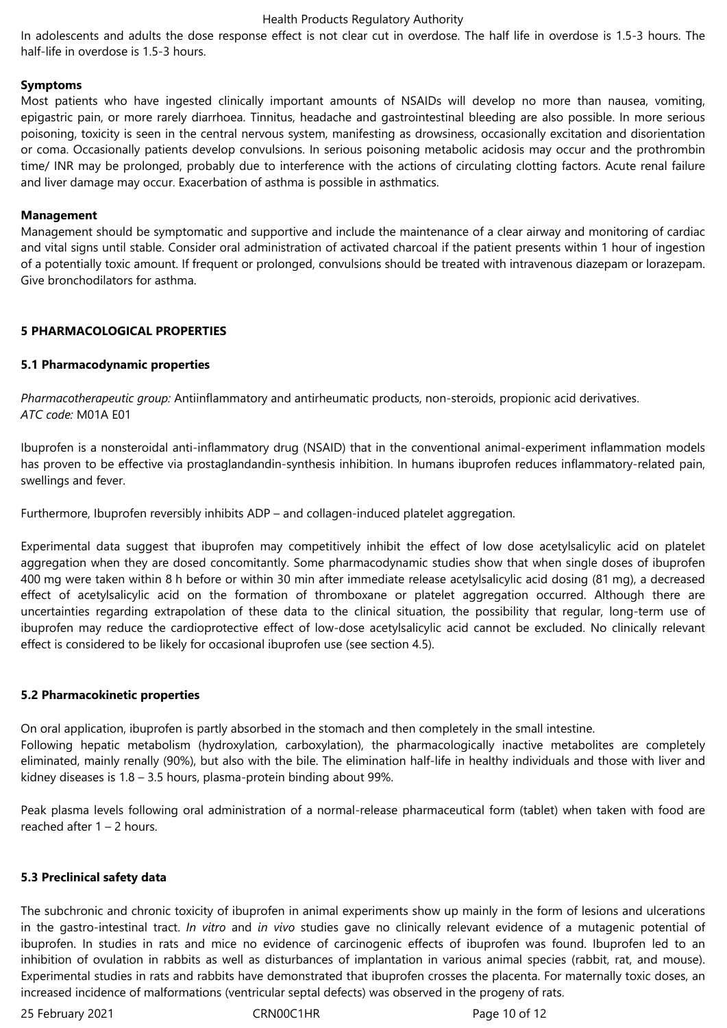In adolescents and adults the dose response effect is not clear cut in overdose. The half life in overdose is 1.5-3 hours. The half-life in overdose is 1.5-3 hours.

**Symptoms**

Most patients who have ingested clinically important amounts of NSAIDs will develop no more than nausea, vomiting, epigastric pain, or more rarely diarrhoea. Tinnitus, headache and gastrointestinal bleeding are also possible. In more serious poisoning, toxicity is seen in the central nervous system, manifesting as drowsiness, occasionally excitation and disorientation or coma. Occasionally patients develop convulsions. In serious poisoning metabolic acidosis may occur and the prothrombin time/ INR may be prolonged, probably due to interference with the actions of circulating clotting factors. Acute renal failure and liver damage may occur. Exacerbation of asthma is possible in asthmatics.

**Management**

Management should be symptomatic and supportive and include the maintenance of a clear airway and monitoring of cardiac and vital signs until stable. Consider oral administration of activated charcoal if the patient presents within 1 hour of ingestion of a potentially toxic amount. If frequent or prolonged, convulsions should be treated with intravenous diazepam or lorazepam. Give bronchodilators for asthma.

## 5 PHARMACOLOGICAL PROPERTIES

### 5.1 Pharmacodynamic properties

*Pharmacotherapeutic group:* Antiinflammatory and antirheumatic products, non-steroids, propionic acid derivatives.
*ATC code:* M01A E01

Ibuprofen is a nonsteroidal anti-inflammatory drug (NSAID) that in the conventional animal-experiment inflammation models has proven to be effective via prostaglandandin-synthesis inhibition. In humans ibuprofen reduces inflammatory-related pain, swellings and fever.

Furthermore, Ibuprofen reversibly inhibits ADP – and collagen-induced platelet aggregation.

Experimental data suggest that ibuprofen may competitively inhibit the effect of low dose acetylsalicylic acid on platelet aggregation when they are dosed concomitantly. Some pharmacodynamic studies show that when single doses of ibuprofen 400 mg were taken within 8 h before or within 30 min after immediate release acetylsalicylic acid dosing (81 mg), a decreased effect of acetylsalicylic acid on the formation of thromboxane or platelet aggregation occurred. Although there are uncertainties regarding extrapolation of these data to the clinical situation, the possibility that regular, long-term use of ibuprofen may reduce the cardioprotective effect of low-dose acetylsalicylic acid cannot be excluded. No clinically relevant effect is considered to be likely for occasional ibuprofen use (see section 4.5).

### 5.2 Pharmacokinetic properties

On oral application, ibuprofen is partly absorbed in the stomach and then completely in the small intestine.
Following hepatic metabolism (hydroxylation, carboxylation), the pharmacologically inactive metabolites are completely eliminated, mainly renally (90%), but also with the bile. The elimination half-life in healthy individuals and those with liver and kidney diseases is 1.8 – 3.5 hours, plasma-protein binding about 99%.

Peak plasma levels following oral administration of a normal-release pharmaceutical form (tablet) when taken with food are reached after 1 – 2 hours.

### 5.3 Preclinical safety data

The subchronic and chronic toxicity of ibuprofen in animal experiments show up mainly in the form of lesions and ulcerations in the gastro-intestinal tract. *In vitro* and *in vivo* studies gave no clinically relevant evidence of a mutagenic potential of ibuprofen. In studies in rats and mice no evidence of carcinogenic effects of ibuprofen was found. Ibuprofen led to an inhibition of ovulation in rabbits as well as disturbances of implantation in various animal species (rabbit, rat, and mouse). Experimental studies in rats and rabbits have demonstrated that ibuprofen crosses the placenta. For maternally toxic doses, an increased incidence of malformations (ventricular septal defects) was observed in the progeny of rats.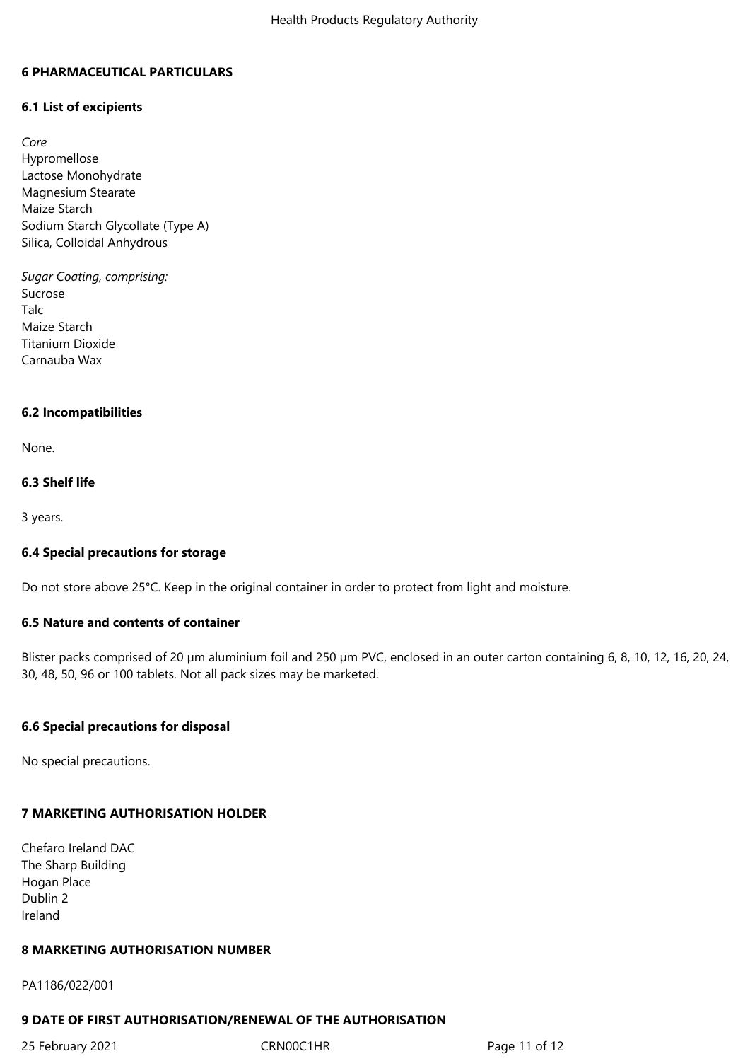## 6 PHARMACEUTICAL PARTICULARS

### 6.1 List of excipients

*Core*
Hypromellose
Lactose Monohydrate
Magnesium Stearate
Maize Starch
Sodium Starch Glycollate (Type A)
Silica, Colloidal Anhydrous

*Sugar Coating, comprising:*
Sucrose
Talc
Maize Starch
Titanium Dioxide
Carnauba Wax

### 6.2 Incompatibilities

None.

### 6.3 Shelf life

3 years.

### 6.4 Special precautions for storage

Do not store above 25°C. Keep in the original container in order to protect from light and moisture.

### 6.5 Nature and contents of container

Blister packs comprised of 20 µm aluminium foil and 250 µm PVC, enclosed in an outer carton containing 6, 8, 10, 12, 16, 20, 24, 30, 48, 50, 96 or 100 tablets. Not all pack sizes may be marketed.

### 6.6 Special precautions for disposal

No special precautions.

## 7 MARKETING AUTHORISATION HOLDER

Chefaro Ireland DAC
The Sharp Building
Hogan Place
Dublin 2
Ireland

## 8 MARKETING AUTHORISATION NUMBER

PA1186/022/001

## 9 DATE OF FIRST AUTHORISATION/RENEWAL OF THE AUTHORISATION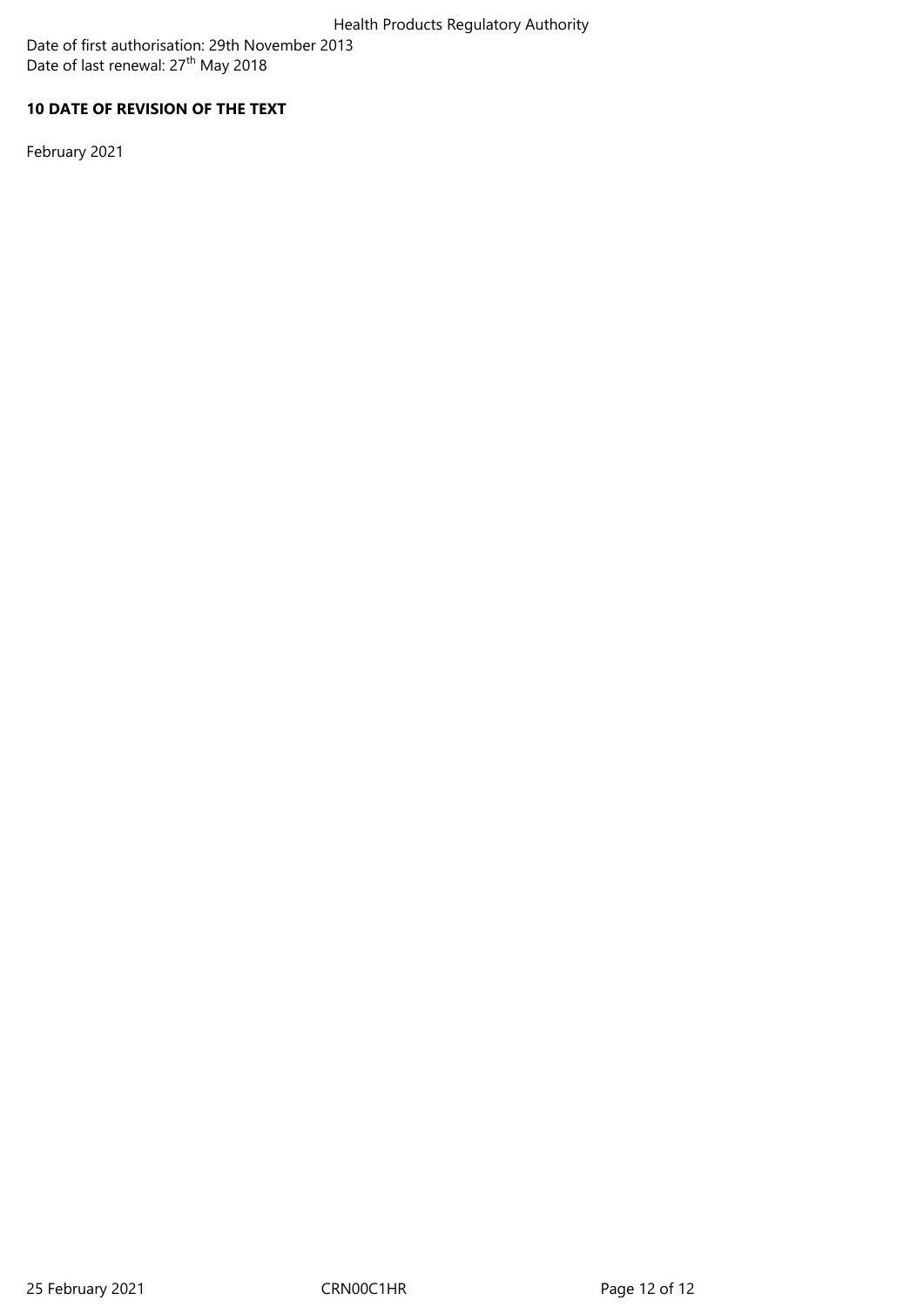Date of first authorisation: 29th November 2013
Date of last renewal: 27th May 2018

**10 DATE OF REVISION OF THE TEXT**

February 2021